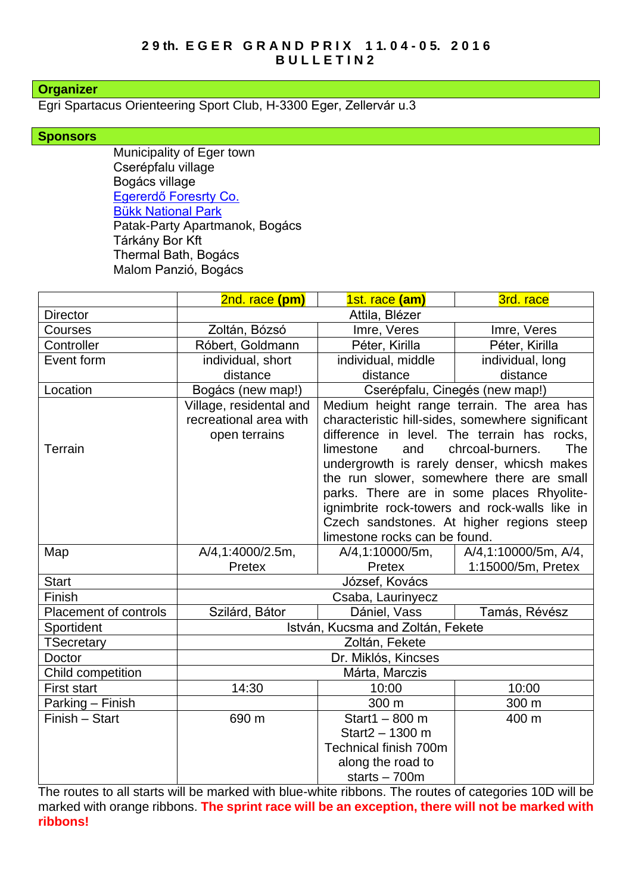# 29th. EGER GRAND PRIX 11.04-05. 2016
## BULLETIN2

### Organizer

Egri Spartacus Orienteering Sport Club, H-3300 Eger, Zellervár u.3

### Sponsors

Municipality of Eger town
Cserépfalu village
Bogács village
Egererdő Foresrty Co.
Bükk National Park
Patak-Party Apartmanok, Bogács
Tárkány Bor Kft
Thermal Bath, Bogács
Malom Panzió, Bogács

| | 2nd. race **(pm)** | 1st. race **(am)** | 3rd. race |
|---|---|---|---|
| Director | Attila, Blézer | | |
| Courses | Zoltán, Bózsó | Imre, Veres | Imre, Veres |
| Controller | Róbert, Goldmann | Péter, Kirilla | Péter, Kirilla |
| Event form | individual, short distance | individual, middle distance | individual, long distance |
| Location | Bogács (new map!) | Cserépfalu, Cinegés (new map!) | |
| Terrain | Village, residental and recreational area with open terrains | Medium height range terrain. The area has characteristic hill-sides, somewhere significant difference in level. The terrain has rocks, limestone and chrcoal-burners. The undergrowth is rarely denser, whicsh makes the run slower, somewhere there are small parks. There are in some places Rhyolite-ignimbrite rock-towers and rock-walls like in Czech sandstones. At higher regions steep limestone rocks can be found. | |
| Map | A/4,1:4000/2.5m, Pretex | A/4,1:10000/5m, Pretex | A/4,1:10000/5m, A/4, 1:15000/5m, Pretex |
| Start | József, Kovács | | |
| Finish | Csaba, Laurinyecz | | |
| Placement of controls | Szilárd, Bátor | Dániel, Vass | Tamás, Révész |
| Sportident | István, Kucsma and Zoltán, Fekete | | |
| TSecretary | Zoltán, Fekete | | |
| Doctor | Dr. Miklós, Kincses | | |
| Child competition | Márta, Marczis | | |
| First start | 14:30 | 10:00 | 10:00 |
| Parking – Finish | | 300 m | 300 m |
| Finish – Start | 690 m | Start1 – 800 m<br>Start2 – 1300 m<br>Technical finish 700m along the road to starts – 700m | 400 m |

The routes to all starts will be marked with blue-white ribbons. The routes of categories 10D will be marked with orange ribbons. **The sprint race will be an exception, there will not be marked with ribbons!**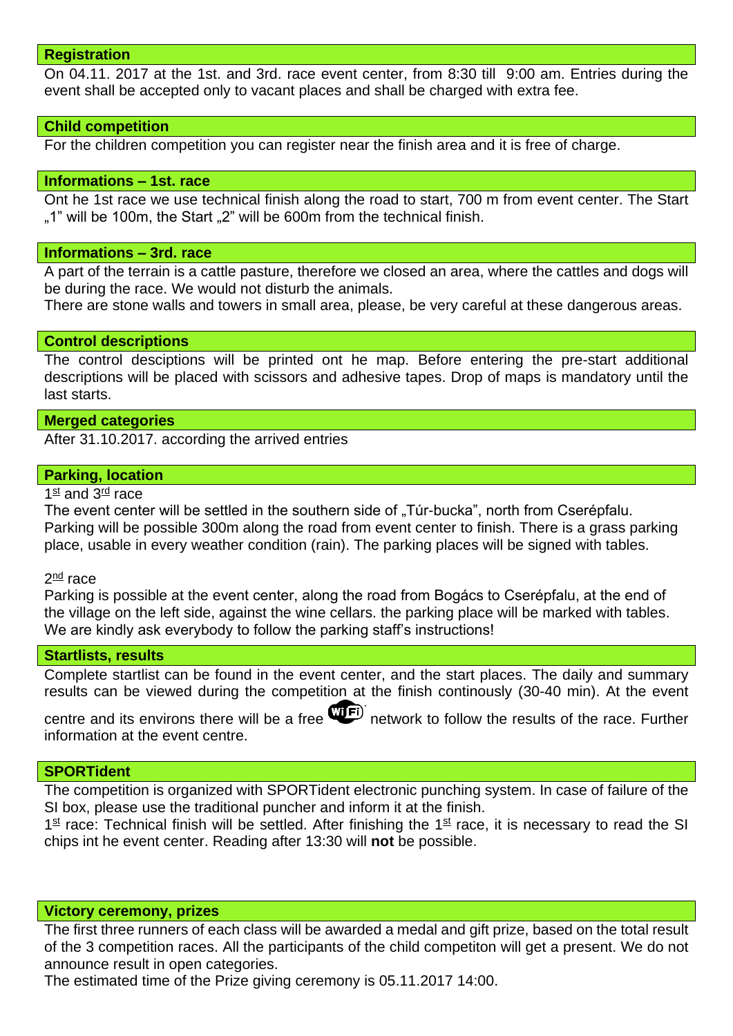## Registration

On 04.11. 2017 at the 1st. and 3rd. race event center, from 8:30 till 9:00 am. Entries during the event shall be accepted only to vacant places and shall be charged with extra fee.

## Child competition

For the children competition you can register near the finish area and it is free of charge.

## Informations – 1st. race

Ont he 1st race we use technical finish along the road to start, 700 m from event center. The Start „1" will be 100m, the Start „2" will be 600m from the technical finish.

## Informations – 3rd. race

A part of the terrain is a cattle pasture, therefore we closed an area, where the cattles and dogs will be during the race. We would not disturb the animals.
There are stone walls and towers in small area, please, be very careful at these dangerous areas.

## Control descriptions

The control desciptions will be printed ont he map. Before entering the pre-start additional descriptions will be placed with scissors and adhesive tapes. Drop of maps is mandatory until the last starts.

## Merged categories

After 31.10.2017. according the arrived entries

## Parking, location

1st and 3rd race

The event center will be settled in the southern side of „Túr-bucka", north from Cserépfalu. Parking will be possible 300m along the road from event center to finish. There is a grass parking place, usable in every weather condition (rain). The parking places will be signed with tables.

2nd race

Parking is possible at the event center, along the road from Bogács to Cserépfalu, at the end of the village on the left side, against the wine cellars. the parking place will be marked with tables. We are kindly ask everybody to follow the parking staff's instructions!

## Startlists, results

Complete startlist can be found in the event center, and the start places. The daily and summary results can be viewed during the competition at the finish continously (30-40 min). At the event centre and its environs there will be a free WiFi network to follow the results of the race. Further information at the event centre.

## SPORTident

The competition is organized with SPORTident electronic punching system. In case of failure of the SI box, please use the traditional puncher and inform it at the finish.
1st race: Technical finish will be settled. After finishing the 1st race, it is necessary to read the SI chips int he event center. Reading after 13:30 will **not** be possible.

## Victory ceremony, prizes

The first three runners of each class will be awarded a medal and gift prize, based on the total result of the 3 competition races. All the participants of the child competiton will get a present. We do not announce result in open categories.
The estimated time of the Prize giving ceremony is 05.11.2017 14:00.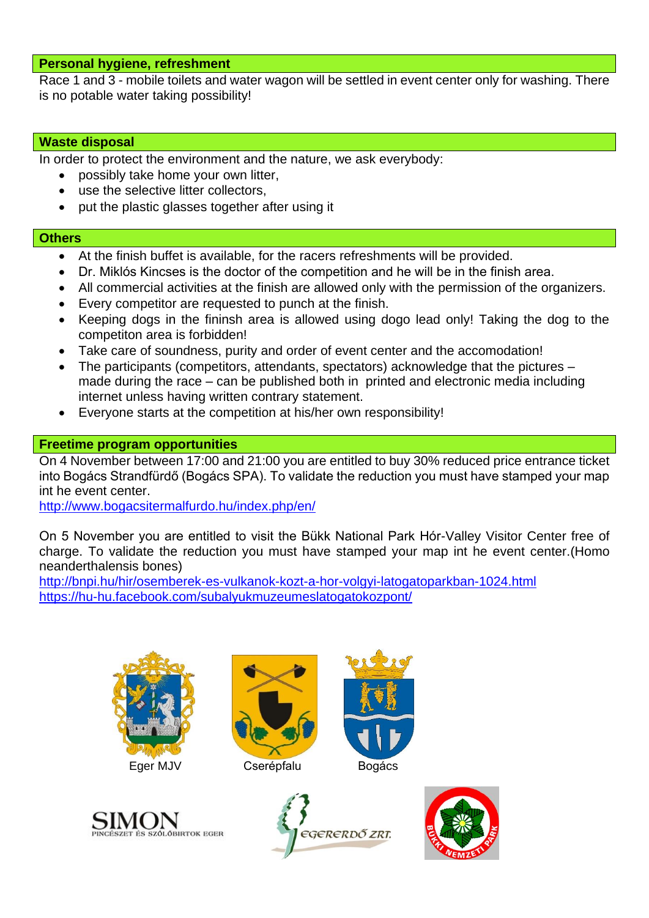## Personal hygiene, refreshment

Race 1 and 3 - mobile toilets and water wagon will be settled in event center only for washing. There is no potable water taking possibility!

## Waste disposal

In order to protect the environment and the nature, we ask everybody:

- possibly take home your own litter,
- use the selective litter collectors,
- put the plastic glasses together after using it

## Others

- At the finish buffet is available, for the racers refreshments will be provided.
- Dr. Miklós Kincses is the doctor of the competition and he will be in the finish area.
- All commercial activities at the finish are allowed only with the permission of the organizers.
- Every competitor are requested to punch at the finish.
- Keeping dogs in the fininsh area is allowed using dogo lead only! Taking the dog to the competiton area is forbidden!
- Take care of soundness, purity and order of event center and the accomodation!
- The participants (competitors, attendants, spectators) acknowledge that the pictures – made during the race – can be published both in printed and electronic media including internet unless having written contrary statement.
- Everyone starts at the competition at his/her own responsibility!

## Freetime program opportunities

On 4 November between 17:00 and 21:00 you are entitled to buy 30% reduced price entrance ticket into Bogács Strandfürdő (Bogács SPA). To validate the reduction you must have stamped your map int he event center.
http://www.bogacsitermalfurdo.hu/index.php/en/

On 5 November you are entitled to visit the Bükk National Park Hór-Valley Visitor Center free of charge. To validate the reduction you must have stamped your map int he event center.(Homo neanderthalensis bones)
http://bnpi.hu/hir/osemberek-es-vulkanok-kozt-a-hor-volgyi-latogatoparkban-1024.html
https://hu-hu.facebook.com/subalyukmuzeumeslatogatokozpont/

Eger MJV

Cserépfalu

Bogács

SIMON PINCÉSZET ÉS SZŐLŐBIRTOK EGER

EGERERDŐ ZRT.

BÜKKI NEMZETI PARK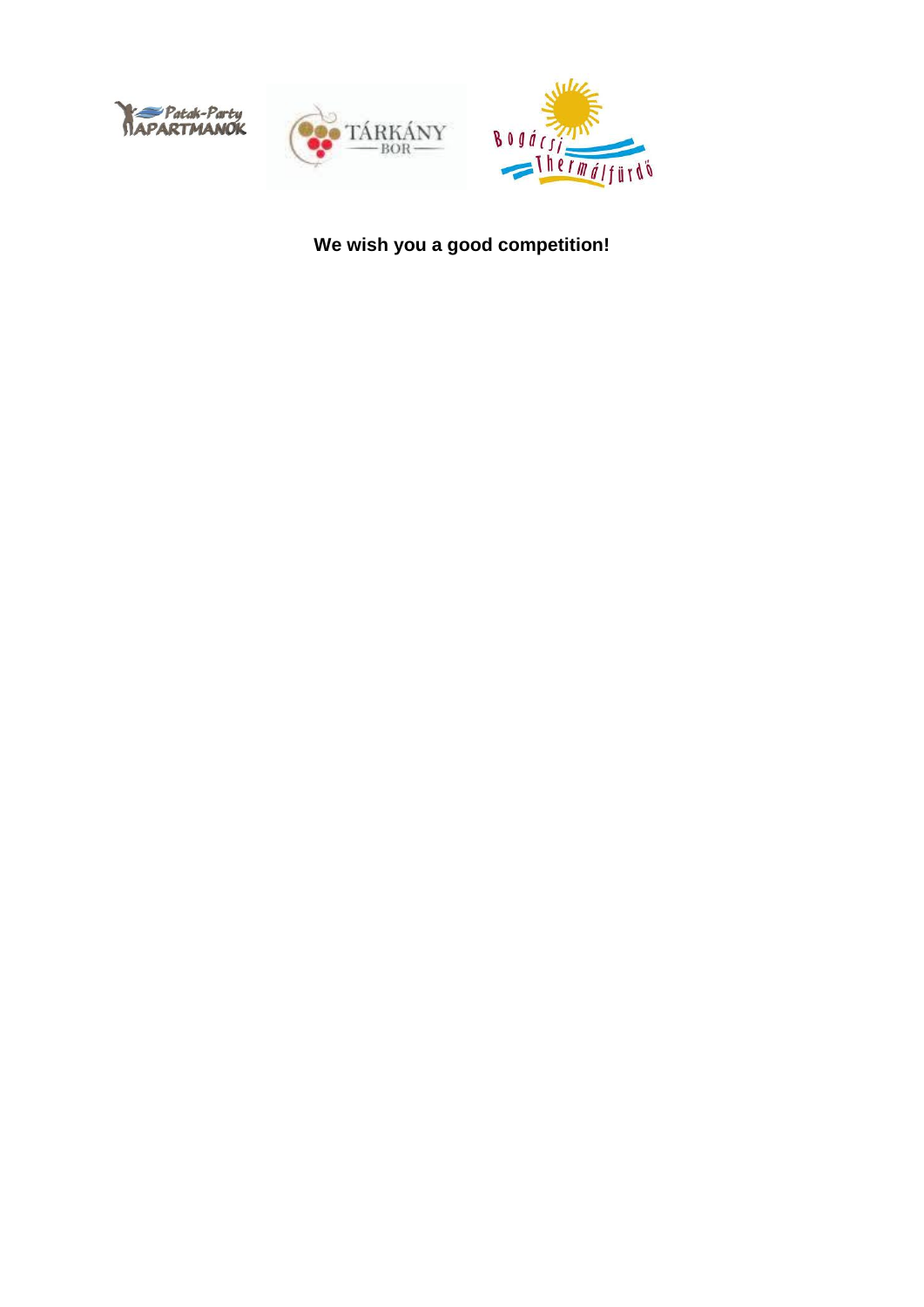**We wish you a good competition!**